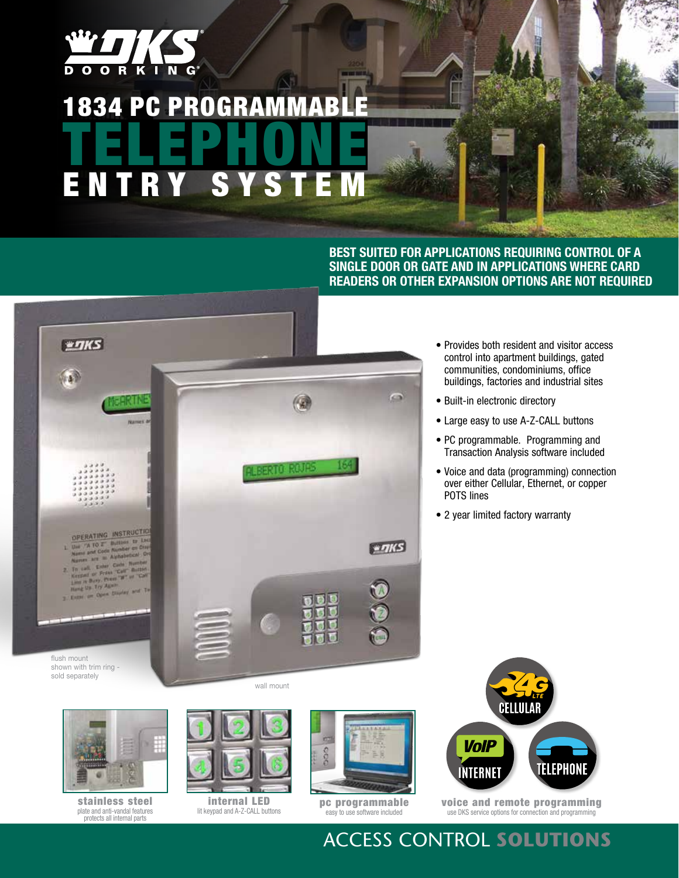DKS DOORKING®

# 1834 PC PROGRAMMABLE TELEPHONE ENTRY SYSTEM

**BEST SUITED FOR APPLICATIONS REQUIRING CONTROL OF A SINGLE DOOR OR GATE AND IN APPLICATIONS WHERE CARD READERS OR OTHER EXPANSION OPTIONS ARE NOT REQUIRED**

flush mount shown with trim ring - sold separately

wall mount

- Provides both resident and visitor access control into apartment buildings, gated communities, condominiums, office buildings, factories and industrial sites
- Built-in electronic directory
- Large easy to use A-Z-CALL buttons
- PC programmable. Programming and Transaction Analysis software included
- Voice and data (programming) connection over either Cellular, Ethernet, or copper POTS lines
- 2 year limited factory warranty

**stainless steel**
plate and anti-vandal features protects all internal parts

**internal LED**
lit keypad and A-Z-CALL buttons

**pc programmable**
easy to use software included

4G LTE CELLULAR · VoIP INTERNET · TELEPHONE

**voice and remote programming**
use DKS service options for connection and programming

ACCESS CONTROL **SOLUTIONS**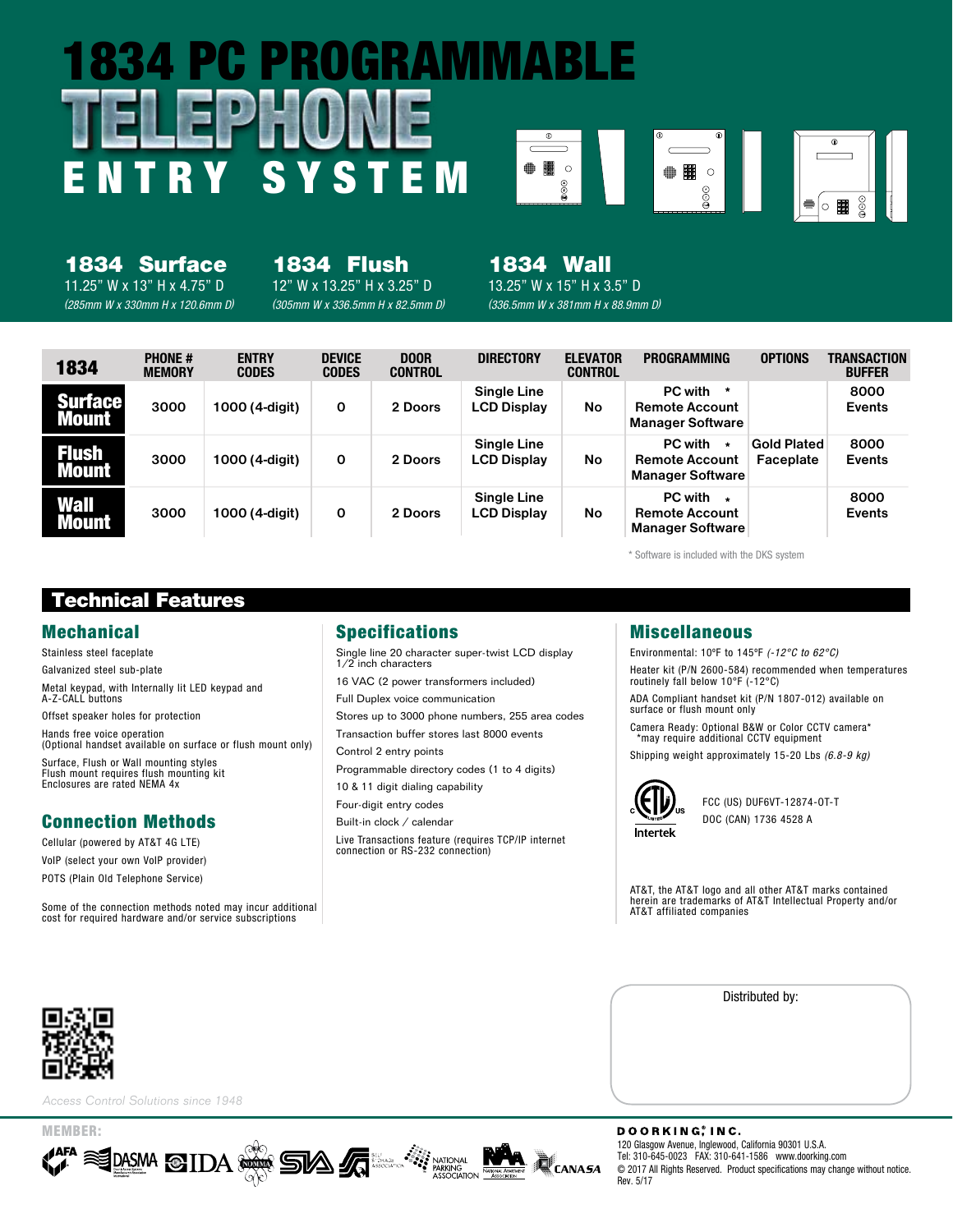# 1834 PC PROGRAMMABLE TELEPHONE ENTRY SYSTEM

### 1834 Surface
11.25" W x 13" H x 4.75" D
*(285mm W x 330mm H x 120.6mm D)*

### 1834 Flush
12" W x 13.25" H x 3.25" D
*(305mm W x 336.5mm H x 82.5mm D)*

### 1834 Wall
13.25" W x 15" H x 3.5" D
*(336.5mm W x 381mm H x 88.9mm D)*

| 1834 | PHONE # MEMORY | ENTRY CODES | DEVICE CODES | DOOR CONTROL | DIRECTORY | ELEVATOR CONTROL | PROGRAMMING | OPTIONS | TRANSACTION BUFFER |
|---|---|---|---|---|---|---|---|---|---|
| Surface Mount | 3000 | 1000 (4-digit) | 0 | 2 Doors | Single Line LCD Display | No | PC with * Remote Account Manager Software | | 8000 Events |
| Flush Mount | 3000 | 1000 (4-digit) | 0 | 2 Doors | Single Line LCD Display | No | PC with * Remote Account Manager Software | Gold Plated Faceplate | 8000 Events |
| Wall Mount | 3000 | 1000 (4-digit) | 0 | 2 Doors | Single Line LCD Display | No | PC with * Remote Account Manager Software | | 8000 Events |

\* Software is included with the DKS system

## Technical Features

### Mechanical

Stainless steel faceplate

Galvanized steel sub-plate

Metal keypad, with Internally lit LED keypad and A-Z-CALL buttons

Offset speaker holes for protection

Hands free voice operation
(Optional handset available on surface or flush mount only)

Surface, Flush or Wall mounting styles
Flush mount requires flush mounting kit
Enclosures are rated NEMA 4x

### Connection Methods

Cellular (powered by AT&T 4G LTE)

VoIP (select your own VoIP provider)

POTS (Plain Old Telephone Service)

Some of the connection methods noted may incur additional cost for required hardware and/or service subscriptions

### Specifications

Single line 20 character super-twist LCD display 1/2 inch characters

16 VAC (2 power transformers included)

Full Duplex voice communication

Stores up to 3000 phone numbers, 255 area codes

Transaction buffer stores last 8000 events

Control 2 entry points

Programmable directory codes (1 to 4 digits)

10 & 11 digit dialing capability

Four-digit entry codes

Built-in clock / calendar

Live Transactions feature (requires TCP/IP internet connection or RS-232 connection)

### Miscellaneous

Environmental: 10°F to 145°F *(-12°C to 62°C)*

Heater kit (P/N 2600-584) recommended when temperatures routinely fall below 10°F (-12°C)

ADA Compliant handset kit (P/N 1807-012) available on surface or flush mount only

Camera Ready: Optional B&W or Color CCTV camera*
\*may require additional CCTV equipment

Shipping weight approximately 15-20 Lbs *(6.8-9 kg)*

Intertek

FCC (US) DUF6VT-12874-OT-T
DOC (CAN) 1736 4528 A

AT&T, the AT&T logo and all other AT&T marks contained herein are trademarks of AT&T Intellectual Property and/or AT&T affiliated companies

Distributed by:

*Access Control Solutions since 1948*

MEMBER:

DOORKING, INC.
120 Glasgow Avenue, Inglewood, California 90301 U.S.A.
Tel: 310-645-0023 FAX: 310-641-1586 www.doorking.com
© 2017 All Rights Reserved. Product specifications may change without notice.
Rev. 5/17